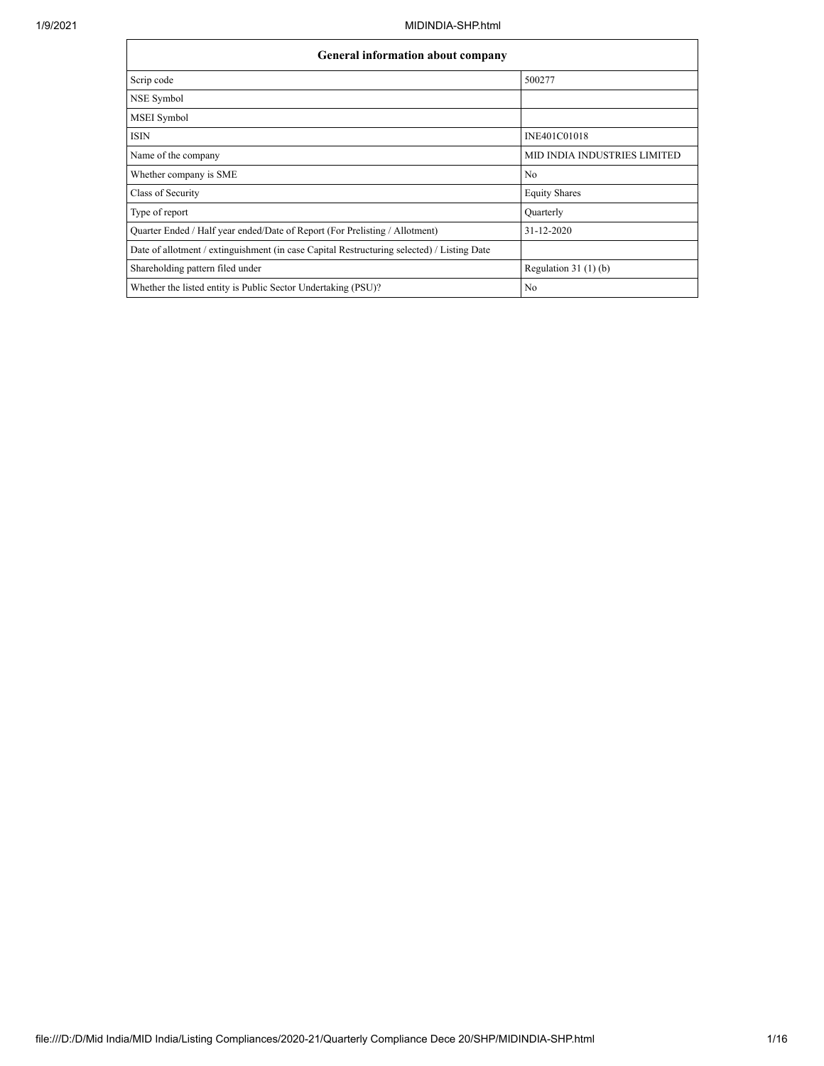| General information about company | |
|---|---|
| Scrip code | 500277 |
| NSE Symbol | |
| MSEI Symbol | |
| ISIN | INE401C01018 |
| Name of the company | MID INDIA INDUSTRIES LIMITED |
| Whether company is SME | No |
| Class of Security | Equity Shares |
| Type of report | Quarterly |
| Quarter Ended / Half year ended/Date of Report (For Prelisting / Allotment) | 31-12-2020 |
| Date of allotment / extinguishment (in case Capital Restructuring selected) / Listing Date | |
| Shareholding pattern filed under | Regulation 31 (1) (b) |
| Whether the listed entity is Public Sector Undertaking (PSU)? | No |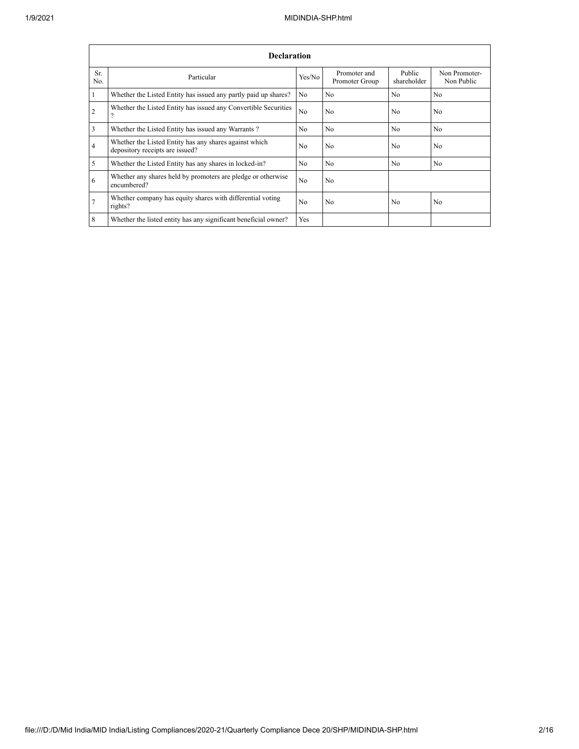| Declaration | | | | | |
|---|---|---|---|---|---|
| Sr. No. | Particular | Yes/No | Promoter and Promoter Group | Public shareholder | Non Promoter- Non Public |
| 1 | Whether the Listed Entity has issued any partly paid up shares? | No | No | No | No |
| 2 | Whether the Listed Entity has issued any Convertible Securities ? | No | No | No | No |
| 3 | Whether the Listed Entity has issued any Warrants ? | No | No | No | No |
| 4 | Whether the Listed Entity has any shares against which depository receipts are issued? | No | No | No | No |
| 5 | Whether the Listed Entity has any shares in locked-in? | No | No | No | No |
| 6 | Whether any shares held by promoters are pledge or otherwise encumbered? | No | No | | |
| 7 | Whether company has equity shares with differential voting rights? | No | No | No | No |
| 8 | Whether the listed entity has any significant beneficial owner? | Yes | | | |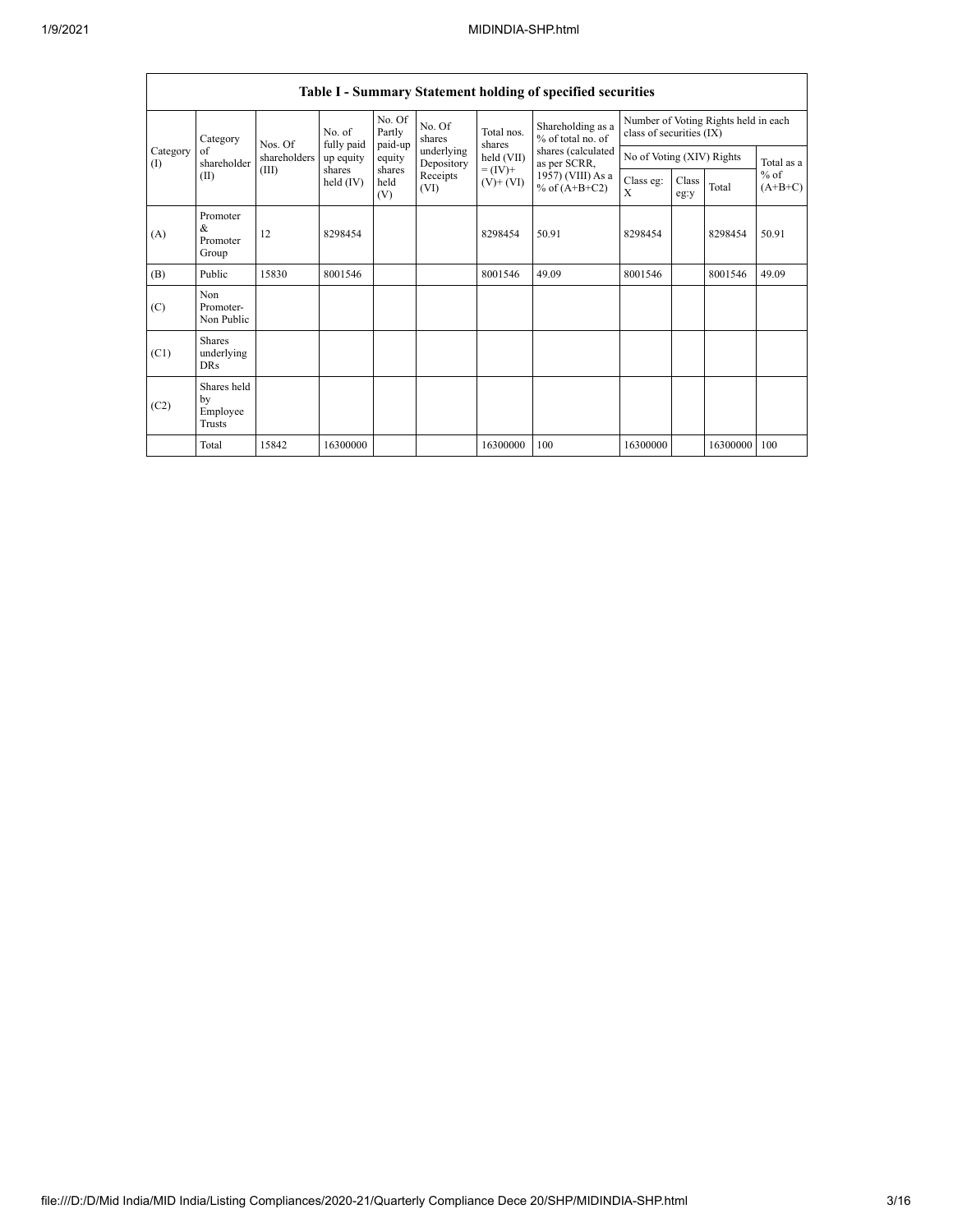| Table I - Summary Statement holding of specified securities | | | | | | | | | | | | |
|---|---|---|---|---|---|---|---|---|---|---|---|---|
| Category (I) | Category of shareholder (II) | Nos. Of shareholders (III) | No. of fully paid up equity shares held (IV) | No. Of Partly paid-up equity shares held (V) | No. Of shares underlying Depository Receipts (VI) | Total nos. shares held (VII) = (IV)+ (V)+ (VI) | Shareholding as a % of total no. of shares (calculated as per SCRR, 1957) (VIII) As a % of (A+B+C2) | Number of Voting Rights held in each class of securities (IX) | | | |
| | | | | | | | | No of Voting (XIV) Rights | | | Total as a % of (A+B+C) |
| | | | | | | | | Class eg: X | Class eg:y | Total | |
| (A) | Promoter & Promoter Group | 12 | 8298454 | | | 8298454 | 50.91 | 8298454 | | 8298454 | 50.91 |
| (B) | Public | 15830 | 8001546 | | | 8001546 | 49.09 | 8001546 | | 8001546 | 49.09 |
| (C) | Non Promoter- Non Public | | | | | | | | | | |
| (C1) | Shares underlying DRs | | | | | | | | | | |
| (C2) | Shares held by Employee Trusts | | | | | | | | | | |
| | Total | 15842 | 16300000 | | | 16300000 | 100 | 16300000 | | 16300000 | 100 |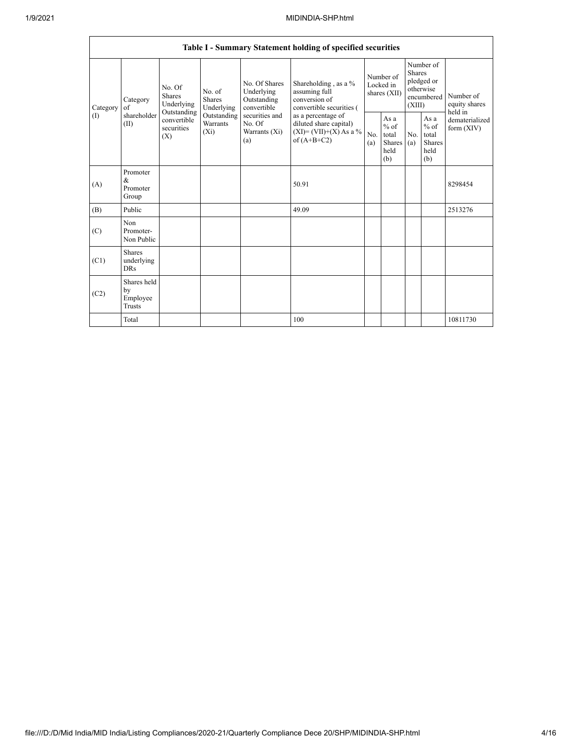| Table I - Summary Statement holding of specified securities | | | | | | | | | | | |
|---|---|---|---|---|---|---|---|---|---|---|---|
| Category (I) | Category of shareholder (II) | No. Of Shares Underlying Outstanding convertible securities (X) | No. of Shares Underlying Outstanding Warrants (Xi) | No. Of Shares Underlying Outstanding convertible securities and No. Of Warrants (Xi) (a) | Shareholding , as a % assuming full conversion of convertible securities ( as a percentage of diluted share capital) (XI)= (VII)+(X) As a % of (A+B+C2) | Number of Locked in shares (XII) | | Number of Shares pledged or otherwise encumbered (XIII) | | Number of equity shares held in dematerialized form (XIV) |
| | | | | | | No. (a) | As a % of total Shares held (b) | No. (a) | As a % of total Shares held (b) | |
| (A) | Promoter & Promoter Group | | | | 50.91 | | | | | 8298454 |
| (B) | Public | | | | 49.09 | | | | | 2513276 |
| (C) | Non Promoter- Non Public | | | | | | | | | |
| (C1) | Shares underlying DRs | | | | | | | | | |
| (C2) | Shares held by Employee Trusts | | | | | | | | | |
| | Total | | | | 100 | | | | | 10811730 |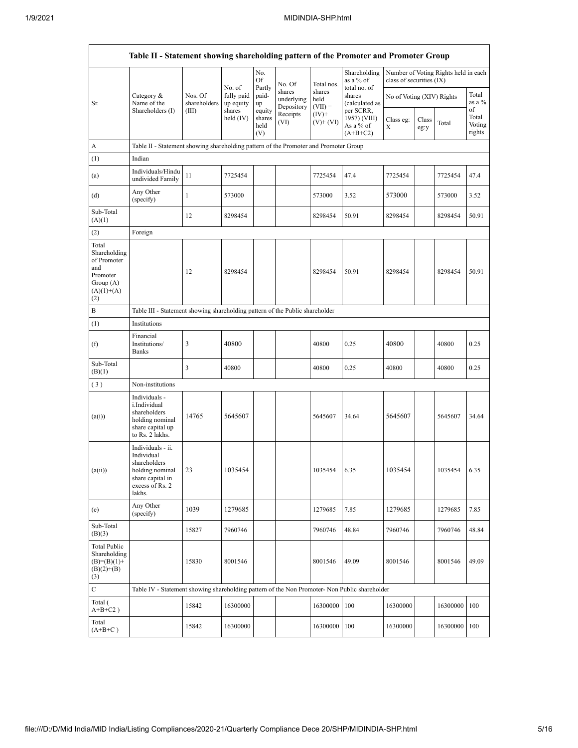| Table II - Statement showing shareholding pattern of the Promoter and Promoter Group | | | | | | | | | | | |
|---|---|---|---|---|---|---|---|---|---|---|---|
| Sr. | Category & Name of the Shareholders (I) | Nos. Of shareholders (III) | No. of fully paid up equity shares held (IV) | No. Of Partly paid-up equity shares held (V) | No. Of shares underlying Depository Receipts (VI) | Total nos. shares held (VII) = (IV)+ (V)+ (VI) | Shareholding as a % of total no. of shares (calculated as per SCRR, 1957) (VIII) As a % of (A+B+C2) | Number of Voting Rights held in each class of securities (IX) | | | |
| | | | | | | | | No of Voting (XIV) Rights | | | Total as a % of Total Voting rights |
| | | | | | | | | Class eg: X | Class eg:y | Total | |
| A | Table II - Statement showing shareholding pattern of the Promoter and Promoter Group | | | | | | | | | | |
| (1) | Indian | | | | | | | | | | |
| (a) | Individuals/Hindu undivided Family | 11 | 7725454 | | | 7725454 | 47.4 | 7725454 | | 7725454 | 47.4 |
| (d) | Any Other (specify) | 1 | 573000 | | | 573000 | 3.52 | 573000 | | 573000 | 3.52 |
| Sub-Total (A)(1) | | 12 | 8298454 | | | 8298454 | 50.91 | 8298454 | | 8298454 | 50.91 |
| (2) | Foreign | | | | | | | | | | |
| Total Shareholding of Promoter and Promoter Group (A)=(A)(1)+(A)(2) | | 12 | 8298454 | | | 8298454 | 50.91 | 8298454 | | 8298454 | 50.91 |
| B | Table III - Statement showing shareholding pattern of the Public shareholder | | | | | | | | | | |
| (1) | Institutions | | | | | | | | | | |
| (f) | Financial Institutions/ Banks | 3 | 40800 | | | 40800 | 0.25 | 40800 | | 40800 | 0.25 |
| Sub-Total (B)(1) | | 3 | 40800 | | | 40800 | 0.25 | 40800 | | 40800 | 0.25 |
| (3) | Non-institutions | | | | | | | | | | |
| (a(i)) | Individuals - i.Individual shareholders holding nominal share capital up to Rs. 2 lakhs. | 14765 | 5645607 | | | 5645607 | 34.64 | 5645607 | | 5645607 | 34.64 |
| (a(ii)) | Individuals - ii. Individual shareholders holding nominal share capital in excess of Rs. 2 lakhs. | 23 | 1035454 | | | 1035454 | 6.35 | 1035454 | | 1035454 | 6.35 |
| (e) | Any Other (specify) | 1039 | 1279685 | | | 1279685 | 7.85 | 1279685 | | 1279685 | 7.85 |
| Sub-Total (B)(3) | | 15827 | 7960746 | | | 7960746 | 48.84 | 7960746 | | 7960746 | 48.84 |
| Total Public Shareholding (B)=(B)(1)+(B)(2)+(B)(3) | | 15830 | 8001546 | | | 8001546 | 49.09 | 8001546 | | 8001546 | 49.09 |
| C | Table IV - Statement showing shareholding pattern of the Non Promoter- Non Public shareholder | | | | | | | | | | |
| Total ( A+B+C2 ) | | 15842 | 16300000 | | | 16300000 | 100 | 16300000 | | 16300000 | 100 |
| Total (A+B+C ) | | 15842 | 16300000 | | | 16300000 | 100 | 16300000 | | 16300000 | 100 |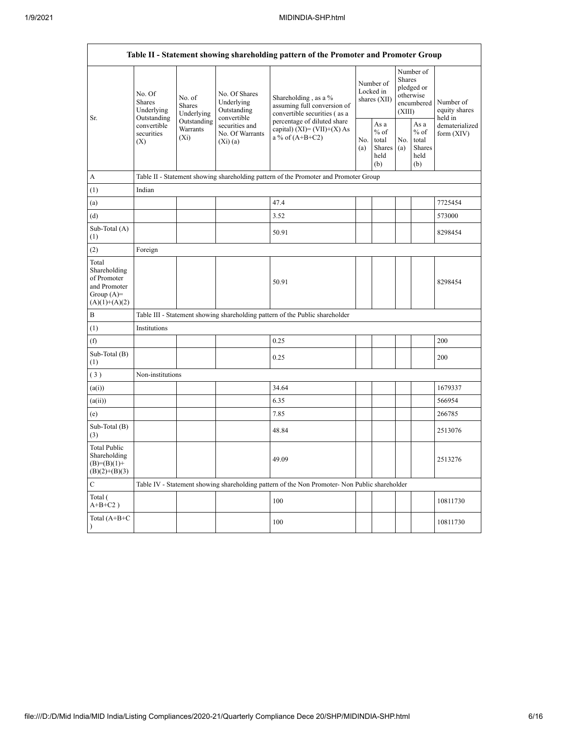| Table II - Statement showing shareholding pattern of the Promoter and Promoter Group | | | | | | | | | |
|---|---|---|---|---|---|---|---|---|---|
| Sr. | No. Of Shares Underlying Outstanding convertible securities (X) | No. of Shares Underlying Outstanding Warrants (Xi) | No. Of Shares Underlying Outstanding convertible securities and No. Of Warrants (Xi) (a) | Shareholding , as a % assuming full conversion of convertible securities ( as a percentage of diluted share capital) (XI)= (VII)+(X) As a % of (A+B+C2) | Number of Locked in shares (XII) | | Number of Shares pledged or otherwise encumbered (XIII) | | Number of equity shares held in dematerialized form (XIV) |
| | | | | | No. (a) | As a % of total Shares held (b) | No. (a) | As a % of total Shares held (b) | |
| A | Table II - Statement showing shareholding pattern of the Promoter and Promoter Group | | | | | | | | |
| (1) | Indian | | | | | | | | |
| (a) | | | | 47.4 | | | | | 7725454 |
| (d) | | | | 3.52 | | | | | 573000 |
| Sub-Total (A) (1) | | | | 50.91 | | | | | 8298454 |
| (2) | Foreign | | | | | | | | |
| Total Shareholding of Promoter and Promoter Group (A)= (A)(1)+(A)(2) | | | | 50.91 | | | | | 8298454 |
| B | Table III - Statement showing shareholding pattern of the Public shareholder | | | | | | | | |
| (1) | Institutions | | | | | | | | |
| (f) | | | | 0.25 | | | | | 200 |
| Sub-Total (B) (1) | | | | 0.25 | | | | | 200 |
| ( 3 ) | Non-institutions | | | | | | | | |
| (a(i)) | | | | 34.64 | | | | | 1679337 |
| (a(ii)) | | | | 6.35 | | | | | 566954 |
| (e) | | | | 7.85 | | | | | 266785 |
| Sub-Total (B) (3) | | | | 48.84 | | | | | 2513076 |
| Total Public Shareholding (B)=(B)(1)+(B)(2)+(B)(3) | | | | 49.09 | | | | | 2513276 |
| C | Table IV - Statement showing shareholding pattern of the Non Promoter- Non Public shareholder | | | | | | | | |
| Total ( A+B+C2 ) | | | | 100 | | | | | 10811730 |
| Total (A+B+C ) | | | | 100 | | | | | 10811730 |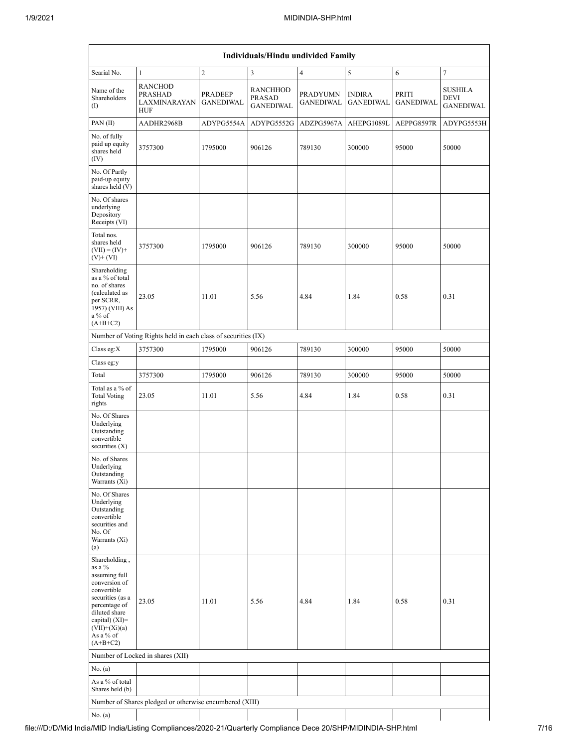| Individuals/Hindu undivided Family | | | | | | | |
|---|---|---|---|---|---|---|---|
| Searial No. | 1 | 2 | 3 | 4 | 5 | 6 | 7 |
| Name of the Shareholders (I) | RANCHOD PRASHAD LAXMINARAYAN HUF | PRADEEP GANEDIWAL | RANCHHOD PRASAD GANEDIWAL | PRADYUMN GANEDIWAL | INDIRA GANEDIWAL | PRITI GANEDIWAL | SUSHILA DEVI GANEDIWAL |
| PAN (II) | AADHR2968B | ADYPG5554A | ADYPG5552G | ADZPG5967A | AHEPG1089L | AEPPG8597R | ADYPG5553H |
| No. of fully paid up equity shares held (IV) | 3757300 | 1795000 | 906126 | 789130 | 300000 | 95000 | 50000 |
| No. Of Partly paid-up equity shares held (V) | | | | | | | |
| No. Of shares underlying Depository Receipts (VI) | | | | | | | |
| Total nos. shares held (VII) = (IV)+ (V)+ (VI) | 3757300 | 1795000 | 906126 | 789130 | 300000 | 95000 | 50000 |
| Shareholding as a % of total no. of shares (calculated as per SCRR, 1957) (VIII) As a % of (A+B+C2) | 23.05 | 11.01 | 5.56 | 4.84 | 1.84 | 0.58 | 0.31 |
| Number of Voting Rights held in each class of securities (IX) | | | | | | | |
| Class eg:X | 3757300 | 1795000 | 906126 | 789130 | 300000 | 95000 | 50000 |
| Class eg:y | | | | | | | |
| Total | 3757300 | 1795000 | 906126 | 789130 | 300000 | 95000 | 50000 |
| Total as a % of Total Voting rights | 23.05 | 11.01 | 5.56 | 4.84 | 1.84 | 0.58 | 0.31 |
| No. Of Shares Underlying Outstanding convertible securities (X) | | | | | | | |
| No. of Shares Underlying Outstanding Warrants (Xi) | | | | | | | |
| No. Of Shares Underlying Outstanding convertible securities and No. Of Warrants (Xi) (a) | | | | | | | |
| Shareholding , as a % assuming full conversion of convertible securities (as a percentage of diluted share capital) (XI)= (VII)+(Xi)(a) As a % of (A+B+C2) | 23.05 | 11.01 | 5.56 | 4.84 | 1.84 | 0.58 | 0.31 |
| Number of Locked in shares (XII) | | | | | | | |
| No. (a) | | | | | | | |
| As a % of total Shares held (b) | | | | | | | |
| Number of Shares pledged or otherwise encumbered (XIII) | | | | | | | |
| No. (a) | | | | | | | |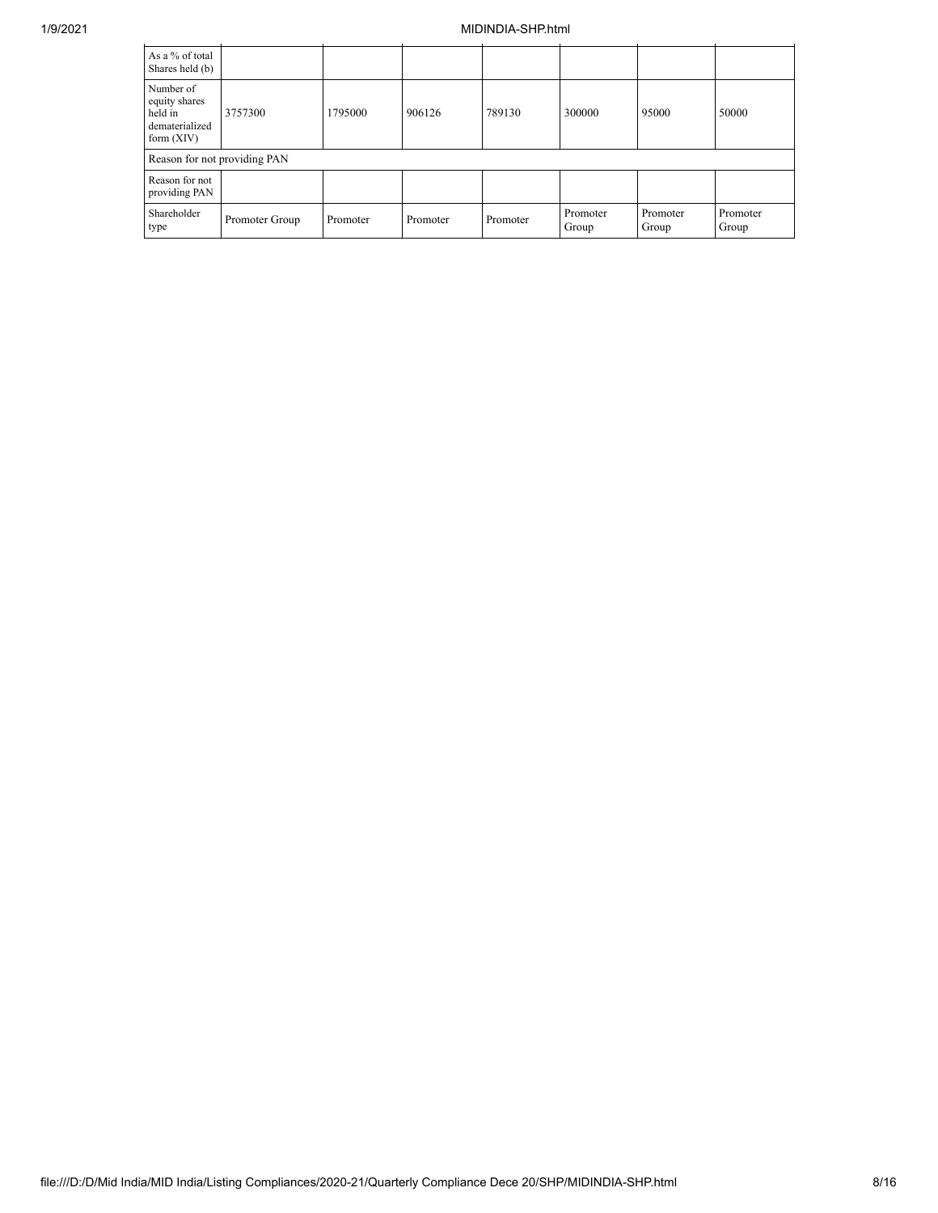| As a % of total Shares held (b) | | | | | | | |
|---|---|---|---|---|---|---|---|
| Number of equity shares held in dematerialized form (XIV) | 3757300 | 1795000 | 906126 | 789130 | 300000 | 95000 | 50000 |
| Reason for not providing PAN | | | | | | | |
| Reason for not providing PAN | | | | | | | |
| Shareholder type | Promoter Group | Promoter | Promoter | Promoter | Promoter Group | Promoter Group | Promoter Group |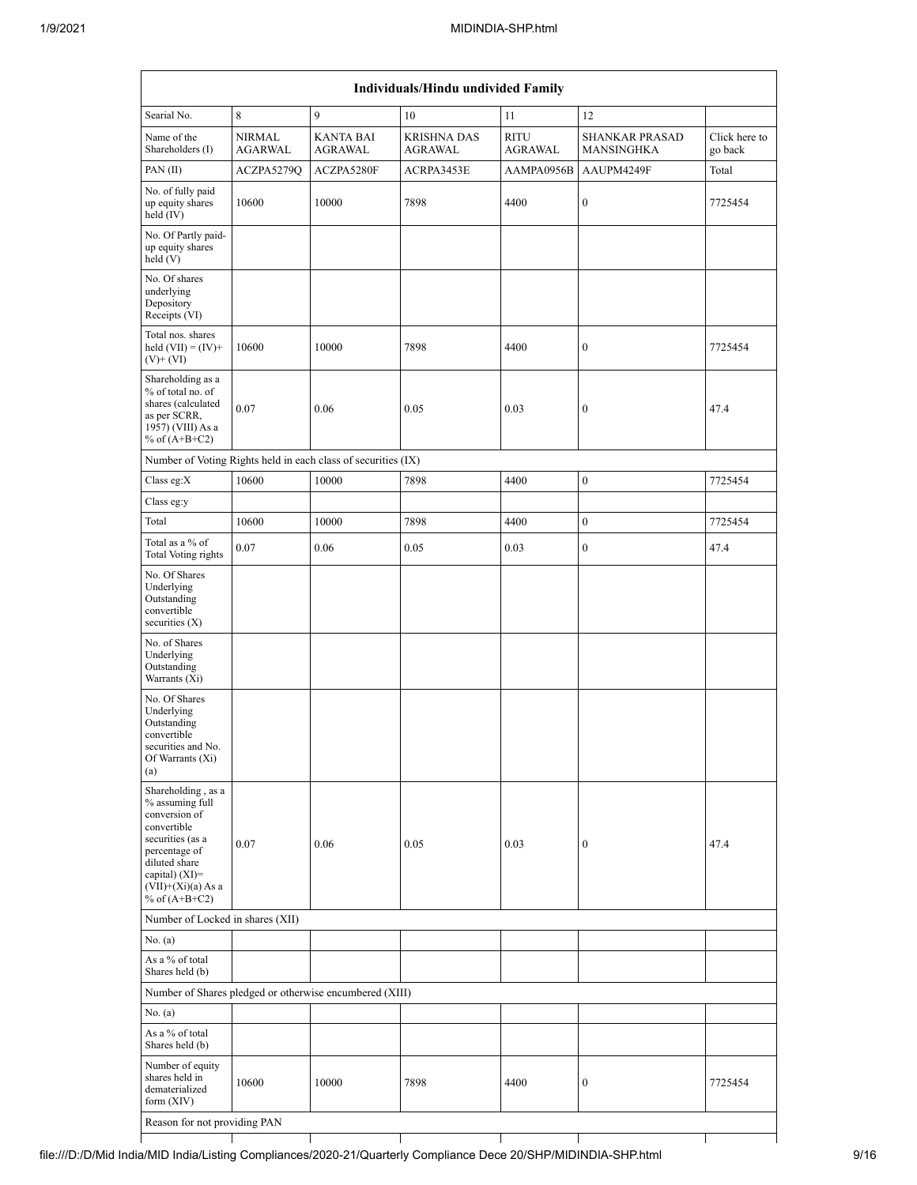| Individuals/Hindu undivided Family | | | | | | |
|---|---|---|---|---|---|---|
| Searial No. | 8 | 9 | 10 | 11 | 12 | |
| Name of the Shareholders (I) | NIRMAL AGARWAL | KANTA BAI AGRAWAL | KRISHNA DAS AGRAWAL | RITU AGRAWAL | SHANKAR PRASAD MANSINGHKA | Click here to go back |
| PAN (II) | ACZPA5279Q | ACZPA5280F | ACRPA3453E | AAMPA0956B | AAUPM4249F | Total |
| No. of fully paid up equity shares held (IV) | 10600 | 10000 | 7898 | 4400 | 0 | 7725454 |
| No. Of Partly paid-up equity shares held (V) | | | | | | |
| No. Of shares underlying Depository Receipts (VI) | | | | | | |
| Total nos. shares held (VII) = (IV)+ (V)+ (VI) | 10600 | 10000 | 7898 | 4400 | 0 | 7725454 |
| Shareholding as a % of total no. of shares (calculated as per SCRR, 1957) (VIII) As a % of (A+B+C2) | 0.07 | 0.06 | 0.05 | 0.03 | 0 | 47.4 |
| Number of Voting Rights held in each class of securities (IX) | | | | | | |
| Class eg:X | 10600 | 10000 | 7898 | 4400 | 0 | 7725454 |
| Class eg:y | | | | | | |
| Total | 10600 | 10000 | 7898 | 4400 | 0 | 7725454 |
| Total as a % of Total Voting rights | 0.07 | 0.06 | 0.05 | 0.03 | 0 | 47.4 |
| No. Of Shares Underlying Outstanding convertible securities (X) | | | | | | |
| No. of Shares Underlying Outstanding Warrants (Xi) | | | | | | |
| No. Of Shares Underlying Outstanding convertible securities and No. Of Warrants (Xi) (a) | | | | | | |
| Shareholding , as a % assuming full conversion of convertible securities (as a percentage of diluted share capital) (XI)= (VII)+(Xi)(a) As a % of (A+B+C2) | 0.07 | 0.06 | 0.05 | 0.03 | 0 | 47.4 |
| Number of Locked in shares (XII) | | | | | | |
| No. (a) | | | | | | |
| As a % of total Shares held (b) | | | | | | |
| Number of Shares pledged or otherwise encumbered (XIII) | | | | | | |
| No. (a) | | | | | | |
| As a % of total Shares held (b) | | | | | | |
| Number of equity shares held in dematerialized form (XIV) | 10600 | 10000 | 7898 | 4400 | 0 | 7725454 |
| Reason for not providing PAN | | | | | | |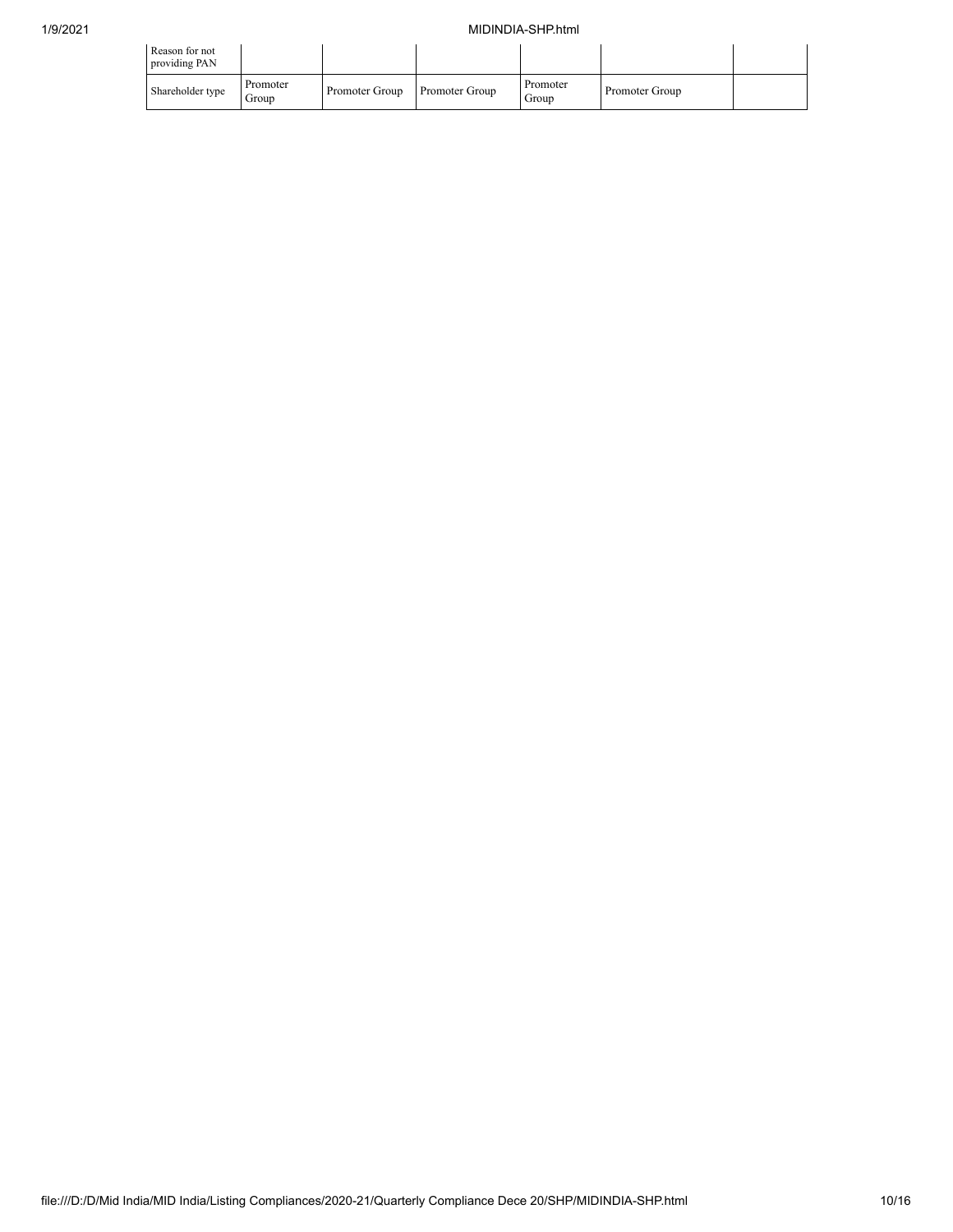| Reason for not providing PAN | | | | | | |
| --- | --- | --- | --- | --- | --- | --- |
| Shareholder type | Promoter Group | Promoter Group | Promoter Group | Promoter Group | Promoter Group | |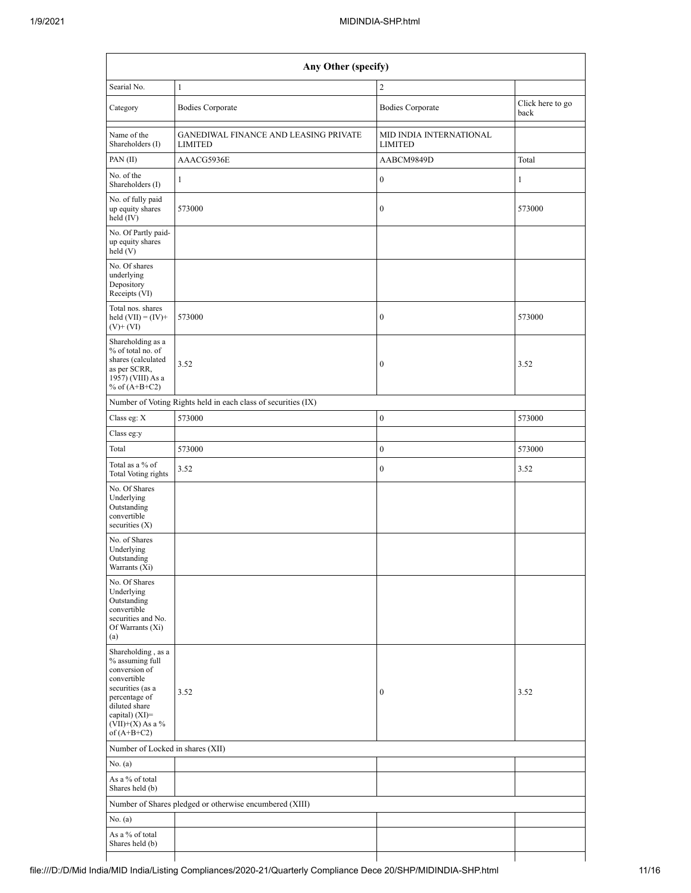| Any Other (specify) | | | |
|---|---|---|---|
| Searial No. | 1 | 2 | |
| Category | Bodies Corporate | Bodies Corporate | Click here to go back |
| Name of the Shareholders (I) | GANEDIWAL FINANCE AND LEASING PRIVATE LIMITED | MID INDIA INTERNATIONAL LIMITED | |
| PAN (II) | AAACG5936E | AABCM9849D | Total |
| No. of the Shareholders (I) | 1 | 0 | 1 |
| No. of fully paid up equity shares held (IV) | 573000 | 0 | 573000 |
| No. Of Partly paid-up equity shares held (V) | | | |
| No. Of shares underlying Depository Receipts (VI) | | | |
| Total nos. shares held (VII) = (IV)+ (V)+ (VI) | 573000 | 0 | 573000 |
| Shareholding as a % of total no. of shares (calculated as per SCRR, 1957) (VIII) As a % of (A+B+C2) | 3.52 | 0 | 3.52 |
| Number of Voting Rights held in each class of securities (IX) | | | |
| Class eg: X | 573000 | 0 | 573000 |
| Class eg:y | | | |
| Total | 573000 | 0 | 573000 |
| Total as a % of Total Voting rights | 3.52 | 0 | 3.52 |
| No. Of Shares Underlying Outstanding convertible securities (X) | | | |
| No. of Shares Underlying Outstanding Warrants (Xi) | | | |
| No. Of Shares Underlying Outstanding convertible securities and No. Of Warrants (Xi) (a) | | | |
| Shareholding , as a % assuming full conversion of convertible securities (as a percentage of diluted share capital) (XI)= (VII)+(X) As a % of (A+B+C2) | 3.52 | 0 | 3.52 |
| Number of Locked in shares (XII) | | | |
| No. (a) | | | |
| As a % of total Shares held (b) | | | |
| Number of Shares pledged or otherwise encumbered (XIII) | | | |
| No. (a) | | | |
| As a % of total Shares held (b) | | | |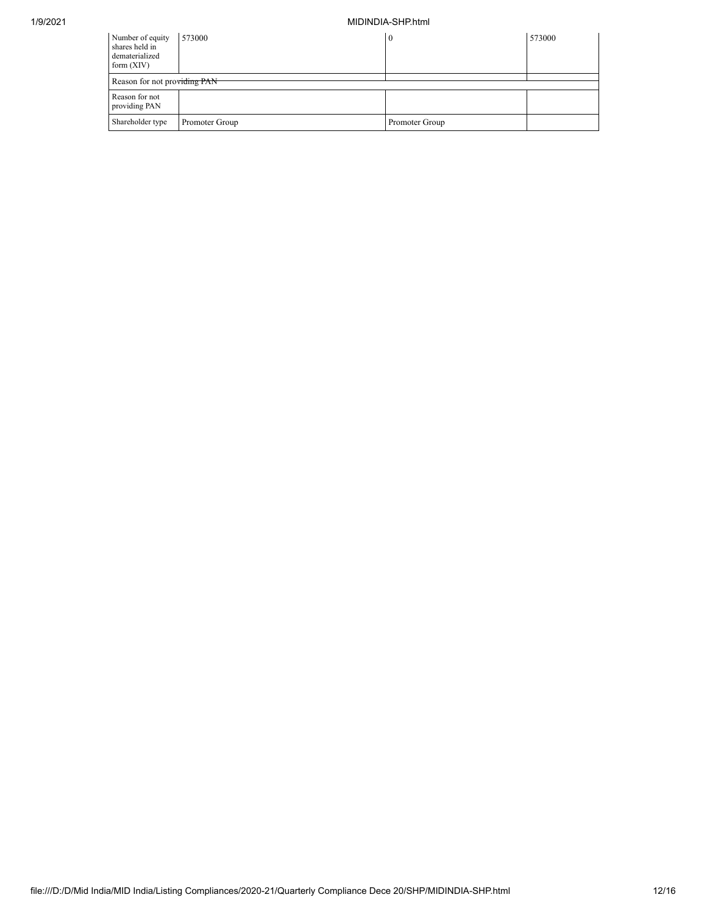| | | | |
|---|---|---|---|
| Number of equity shares held in dematerialized form (XIV) | 573000 | 0 | 573000 |
| Reason for not providing PAN | | | |
| Reason for not providing PAN | | | |
| Shareholder type | Promoter Group | Promoter Group | |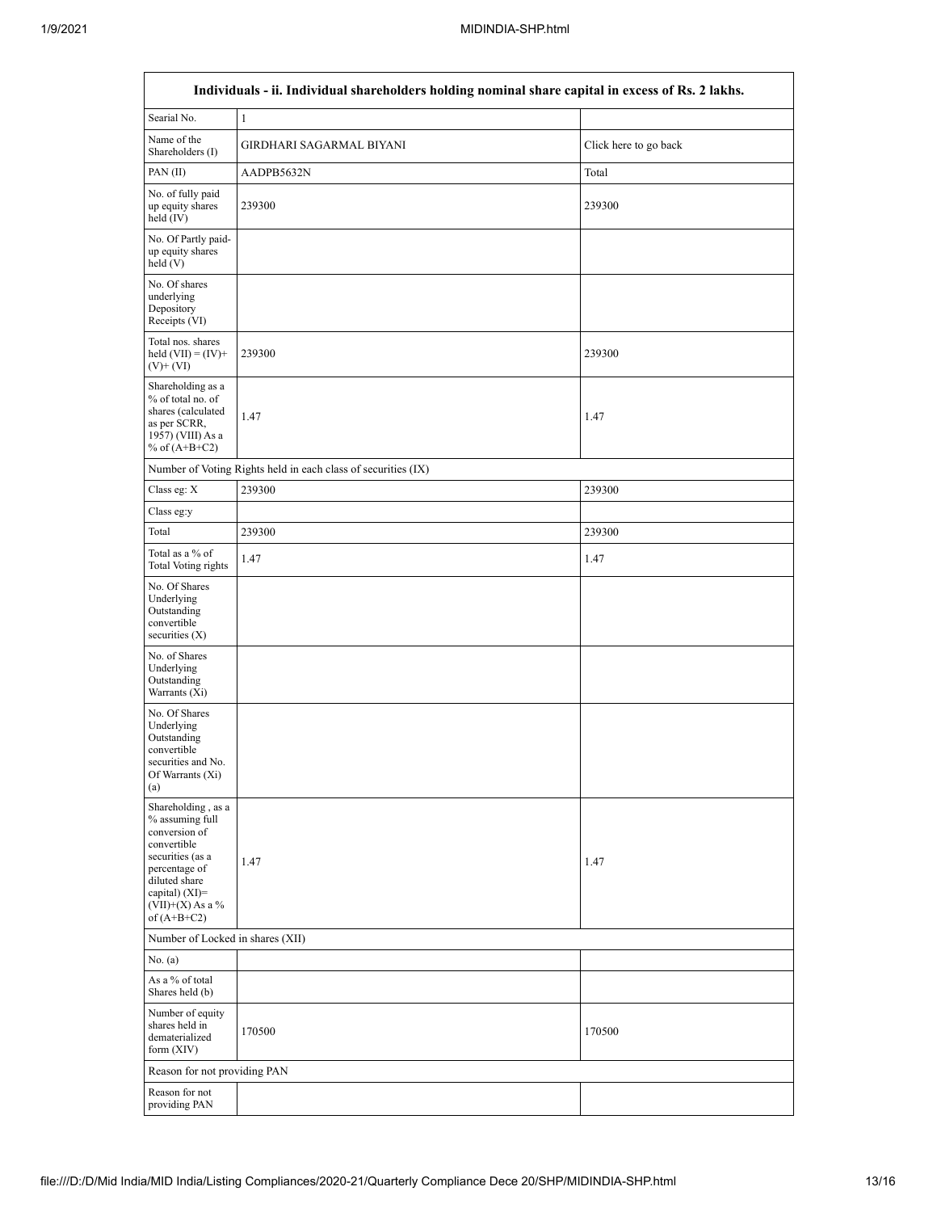| Individuals - ii. Individual shareholders holding nominal share capital in excess of Rs. 2 lakhs. | | |
|---|---|---|
| Searial No. | 1 | |
| Name of the Shareholders (I) | GIRDHARI SAGARMAL BIYANI | Click here to go back |
| PAN (II) | AADPB5632N | Total |
| No. of fully paid up equity shares held (IV) | 239300 | 239300 |
| No. Of Partly paid-up equity shares held (V) | | |
| No. Of shares underlying Depository Receipts (VI) | | |
| Total nos. shares held (VII) = (IV)+ (V)+ (VI) | 239300 | 239300 |
| Shareholding as a % of total no. of shares (calculated as per SCRR, 1957) (VIII) As a % of (A+B+C2) | 1.47 | 1.47 |
| Number of Voting Rights held in each class of securities (IX) | | |
| Class eg: X | 239300 | 239300 |
| Class eg:y | | |
| Total | 239300 | 239300 |
| Total as a % of Total Voting rights | 1.47 | 1.47 |
| No. Of Shares Underlying Outstanding convertible securities (X) | | |
| No. of Shares Underlying Outstanding Warrants (Xi) | | |
| No. Of Shares Underlying Outstanding convertible securities and No. Of Warrants (Xi) (a) | | |
| Shareholding , as a % assuming full conversion of convertible securities (as a percentage of diluted share capital) (XI)= (VII)+(X) As a % of (A+B+C2) | 1.47 | 1.47 |
| Number of Locked in shares (XII) | | |
| No. (a) | | |
| As a % of total Shares held (b) | | |
| Number of equity shares held in dematerialized form (XIV) | 170500 | 170500 |
| Reason for not providing PAN | | |
| Reason for not providing PAN | | |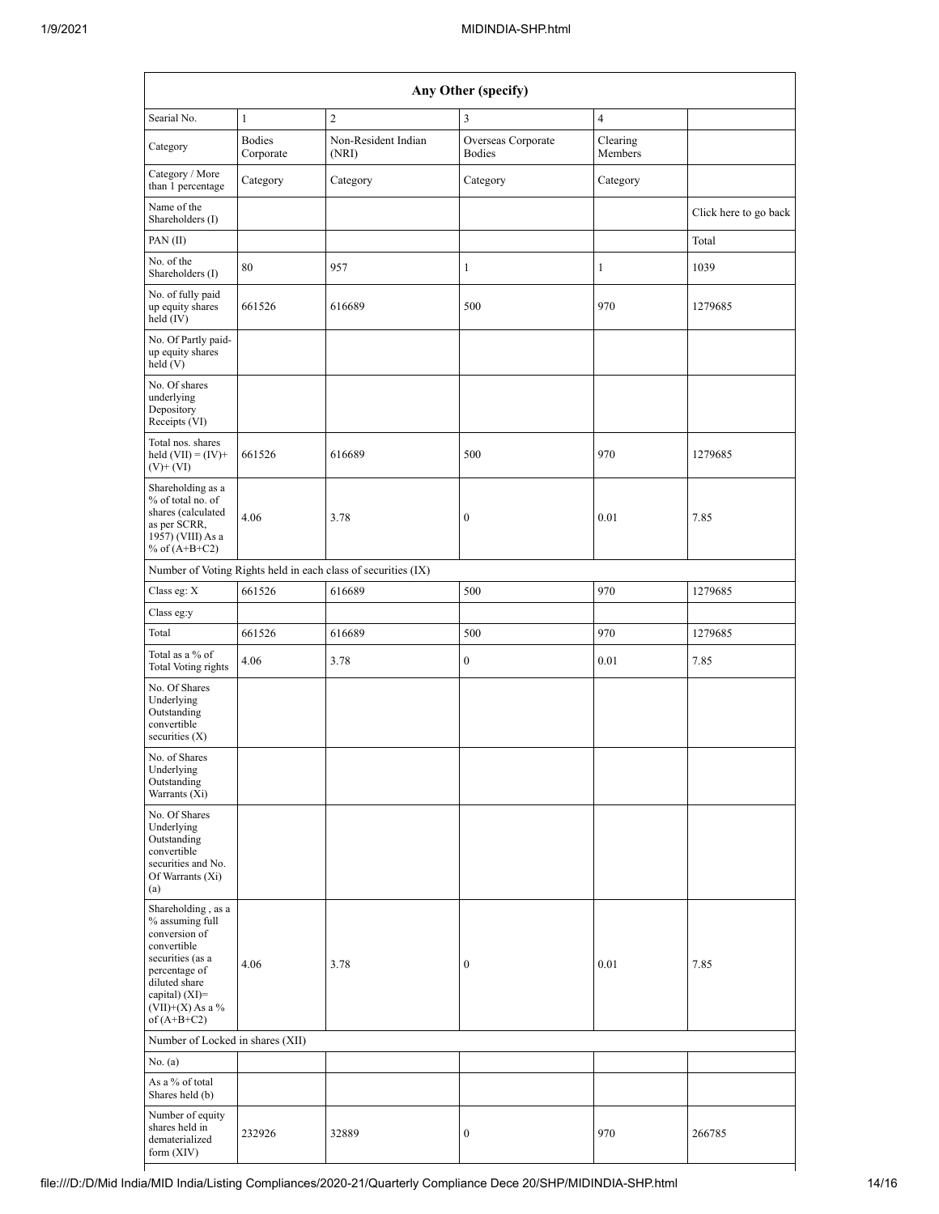| Any Other (specify) | | | | | |
|---|---|---|---|---|---|
| Searial No. | 1 | 2 | 3 | 4 | |
| Category | Bodies Corporate | Non-Resident Indian (NRI) | Overseas Corporate Bodies | Clearing Members | |
| Category / More than 1 percentage | Category | Category | Category | Category | |
| Name of the Shareholders (I) | | | | | Click here to go back |
| PAN (II) | | | | | Total |
| No. of the Shareholders (I) | 80 | 957 | 1 | 1 | 1039 |
| No. of fully paid up equity shares held (IV) | 661526 | 616689 | 500 | 970 | 1279685 |
| No. Of Partly paid-up equity shares held (V) | | | | | |
| No. Of shares underlying Depository Receipts (VI) | | | | | |
| Total nos. shares held (VII) = (IV)+(V)+ (VI) | 661526 | 616689 | 500 | 970 | 1279685 |
| Shareholding as a % of total no. of shares (calculated as per SCRR, 1957) (VIII) As a % of (A+B+C2) | 4.06 | 3.78 | 0 | 0.01 | 7.85 |
| Number of Voting Rights held in each class of securities (IX) | | | | | |
| Class eg: X | 661526 | 616689 | 500 | 970 | 1279685 |
| Class eg:y | | | | | |
| Total | 661526 | 616689 | 500 | 970 | 1279685 |
| Total as a % of Total Voting rights | 4.06 | 3.78 | 0 | 0.01 | 7.85 |
| No. Of Shares Underlying Outstanding convertible securities (X) | | | | | |
| No. of Shares Underlying Outstanding Warrants (Xi) | | | | | |
| No. Of Shares Underlying Outstanding convertible securities and No. Of Warrants (Xi) (a) | | | | | |
| Shareholding , as a % assuming full conversion of convertible securities (as a percentage of diluted share capital) (XI)= (VII)+(X) As a % of (A+B+C2) | 4.06 | 3.78 | 0 | 0.01 | 7.85 |
| Number of Locked in shares (XII) | | | | | |
| No. (a) | | | | | |
| As a % of total Shares held (b) | | | | | |
| Number of equity shares held in dematerialized form (XIV) | 232926 | 32889 | 0 | 970 | 266785 |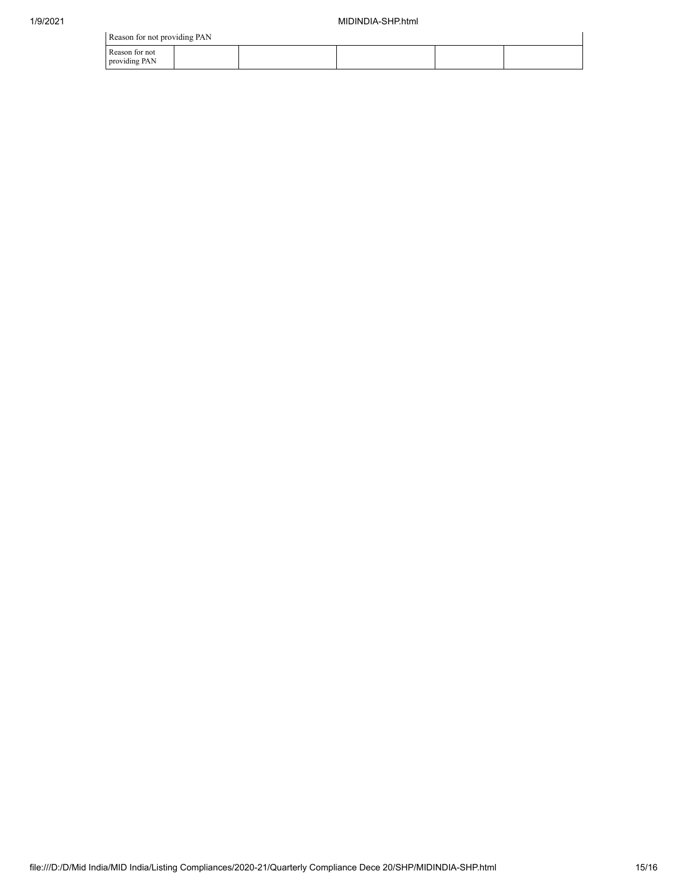| Reason for not providing PAN | | | | | |
|---|---|---|---|---|---|
| Reason for not providing PAN | | | | | |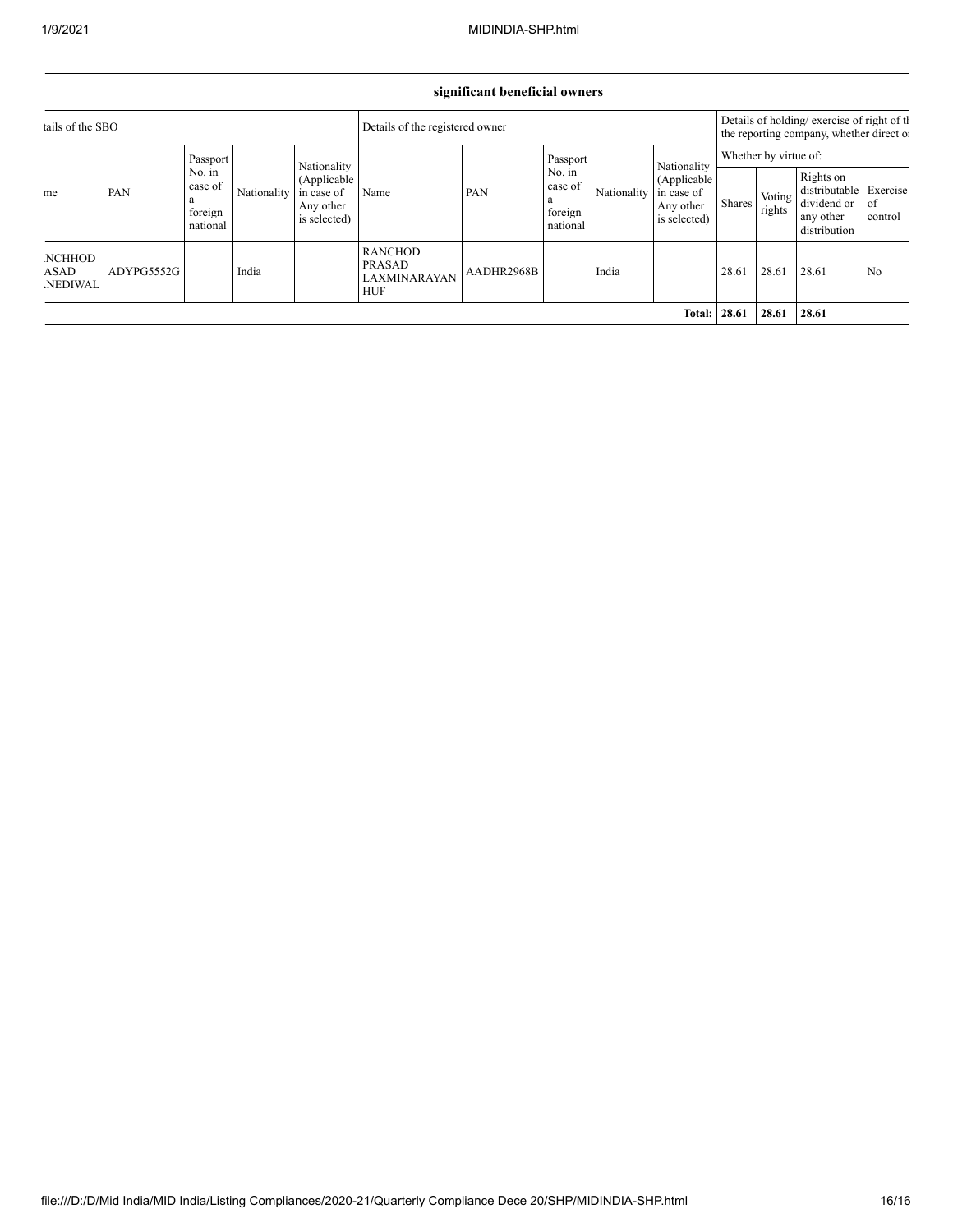## significant beneficial owners

| tails of the SBO | | | | | Details of the registered owner | | | | | Details of holding/ exercise of right of th the reporting company, whether direct or | | | |
|---|---|---|---|---|---|---|---|---|---|---|---|---|---|
| | | | | | | | | | | Whether by virtue of: | | | |
| me | PAN | Passport No. in case of a foreign national | Nationality | Nationality (Applicable in case of Any other is selected) | Name | PAN | Passport No. in case of a foreign national | Nationality | Nationality (Applicable in case of Any other is selected) | Shares | Voting rights | Rights on distributable dividend or any other distribution | Exercise of control |
| NCHHOD ASAD NEDIWAL | ADYPG5552G | | India | | RANCHOD PRASAD LAXMINARAYAN HUF | AADHR2968B | | India | | 28.61 | 28.61 | 28.61 | No |
| | | | | | | | | | **Total:** | **28.61** | **28.61** | **28.61** | |